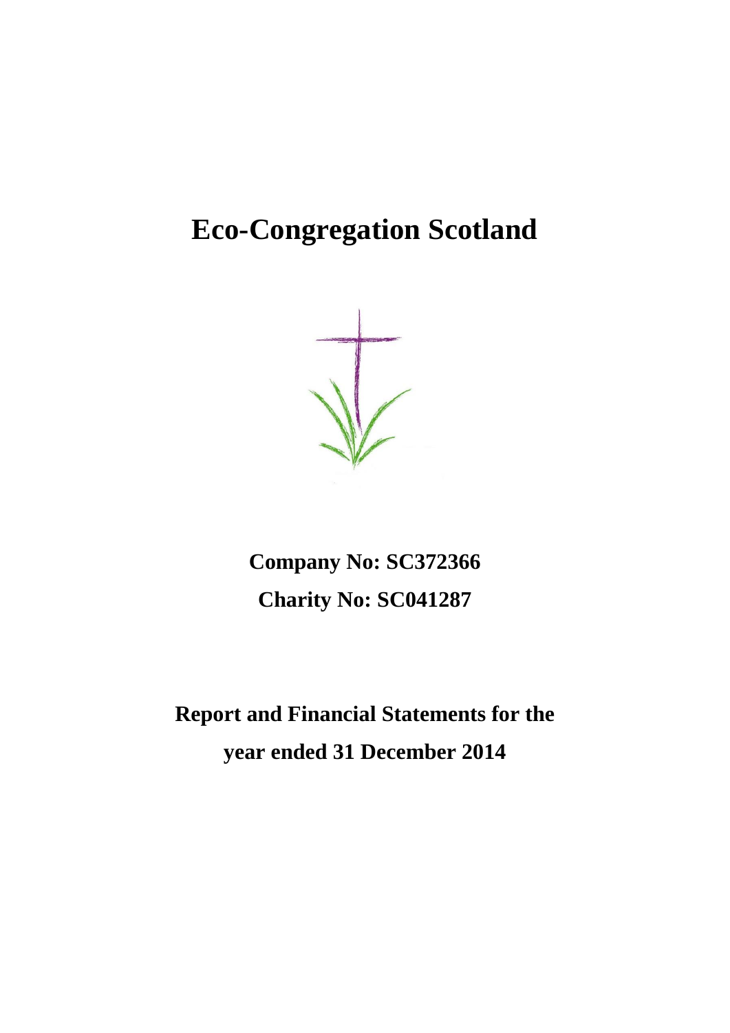# Eco-Congregation Scotland

**Company No: SC372366**

**Charity No: SC041287**

**Report and Financial Statements for the year ended 31 December 2014**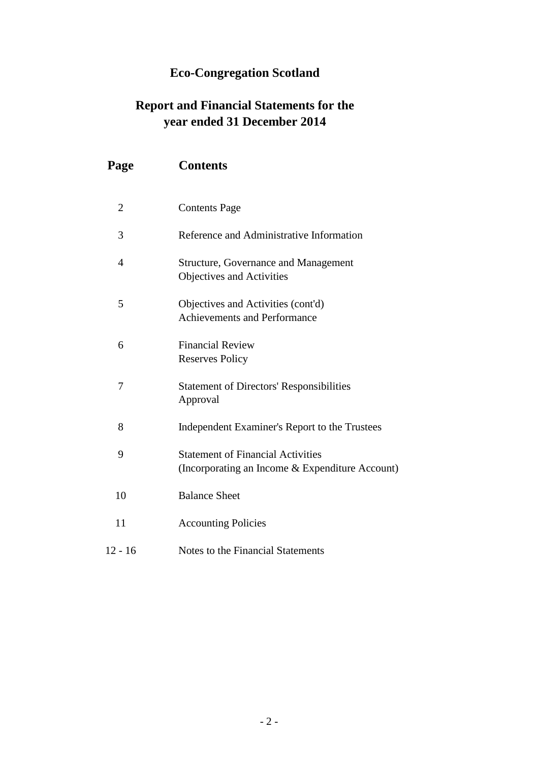# Eco-Congregation Scotland

## Report and Financial Statements for the year ended 31 December 2014

| Page | Contents |
|---|---|
| 2 | Contents Page |
| 3 | Reference and Administrative Information |
| 4 | Structure, Governance and Management<br>Objectives and Activities |
| 5 | Objectives and Activities (cont'd)<br>Achievements and Performance |
| 6 | Financial Review<br>Reserves Policy |
| 7 | Statement of Directors' Responsibilities<br>Approval |
| 8 | Independent Examiner's Report to the Trustees |
| 9 | Statement of Financial Activities<br>(Incorporating an Income & Expenditure Account) |
| 10 | Balance Sheet |
| 11 | Accounting Policies |
| 12 - 16 | Notes to the Financial Statements |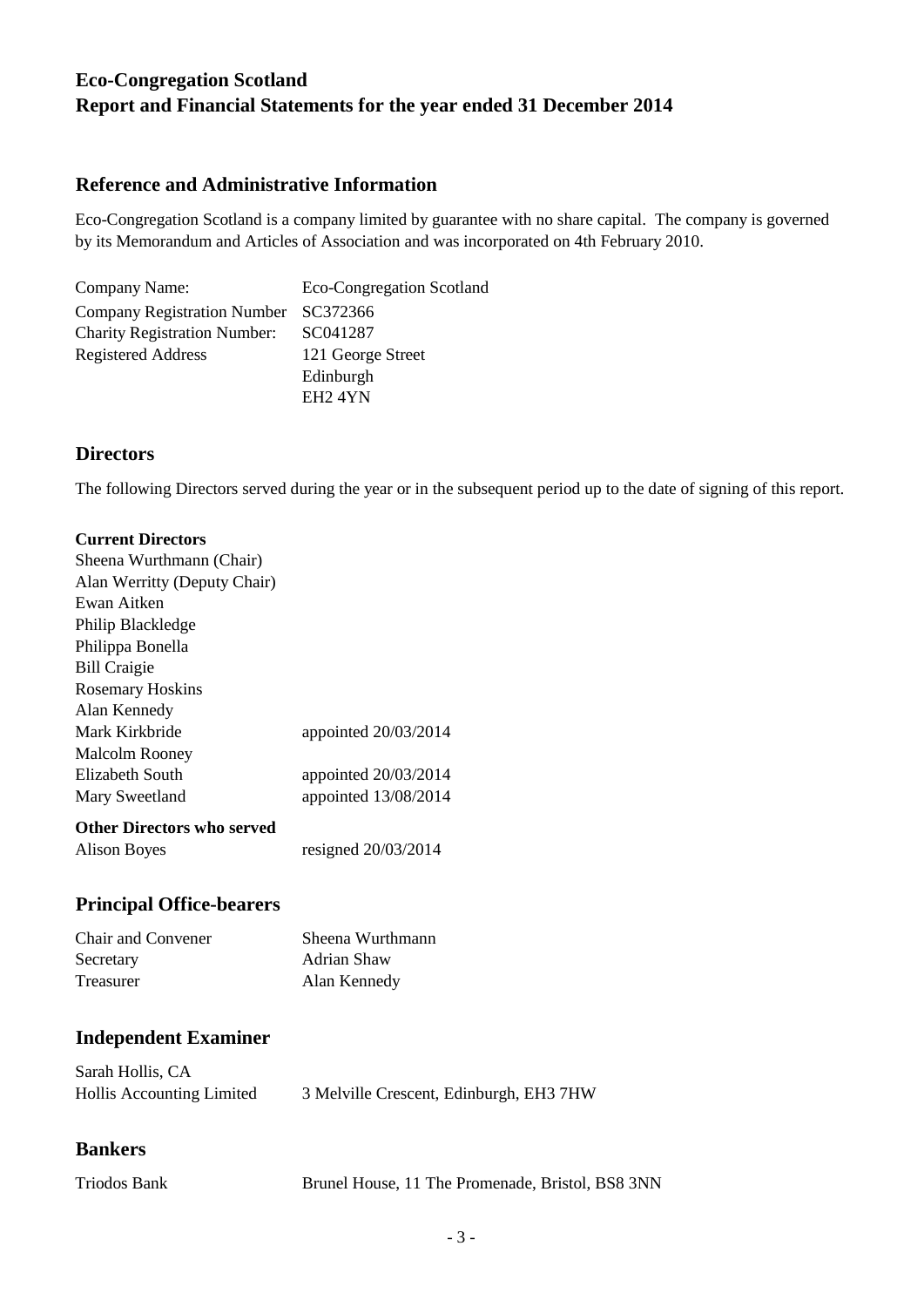# Eco-Congregation Scotland
# Report and Financial Statements for the year ended 31 December 2014

## Reference and Administrative Information

Eco-Congregation Scotland is a company limited by guarantee with no share capital. The company is governed by its Memorandum and Articles of Association and was incorporated on 4th February 2010.

| | |
|---|---|
| Company Name: | Eco-Congregation Scotland |
| Company Registration Number | SC372366 |
| Charity Registration Number: | SC041287 |
| Registered Address | 121 George Street<br>Edinburgh<br>EH2 4YN |

## Directors

The following Directors served during the year or in the subsequent period up to the date of signing of this report.

**Current Directors**

| | |
|---|---|
| Sheena Wurthmann (Chair) | |
| Alan Werritty (Deputy Chair) | |
| Ewan Aitken | |
| Philip Blackledge | |
| Philippa Bonella | |
| Bill Craigie | |
| Rosemary Hoskins | |
| Alan Kennedy | |
| Mark Kirkbride | appointed 20/03/2014 |
| Malcolm Rooney | |
| Elizabeth South | appointed 20/03/2014 |
| Mary Sweetland | appointed 13/08/2014 |

**Other Directors who served**

| | |
|---|---|
| Alison Boyes | resigned 20/03/2014 |

## Principal Office-bearers

| | |
|---|---|
| Chair and Convener | Sheena Wurthmann |
| Secretary | Adrian Shaw |
| Treasurer | Alan Kennedy |

## Independent Examiner

Sarah Hollis, CA

Hollis Accounting Limited — 3 Melville Crescent, Edinburgh, EH3 7HW

## Bankers

Triodos Bank — Brunel House, 11 The Promenade, Bristol, BS8 3NN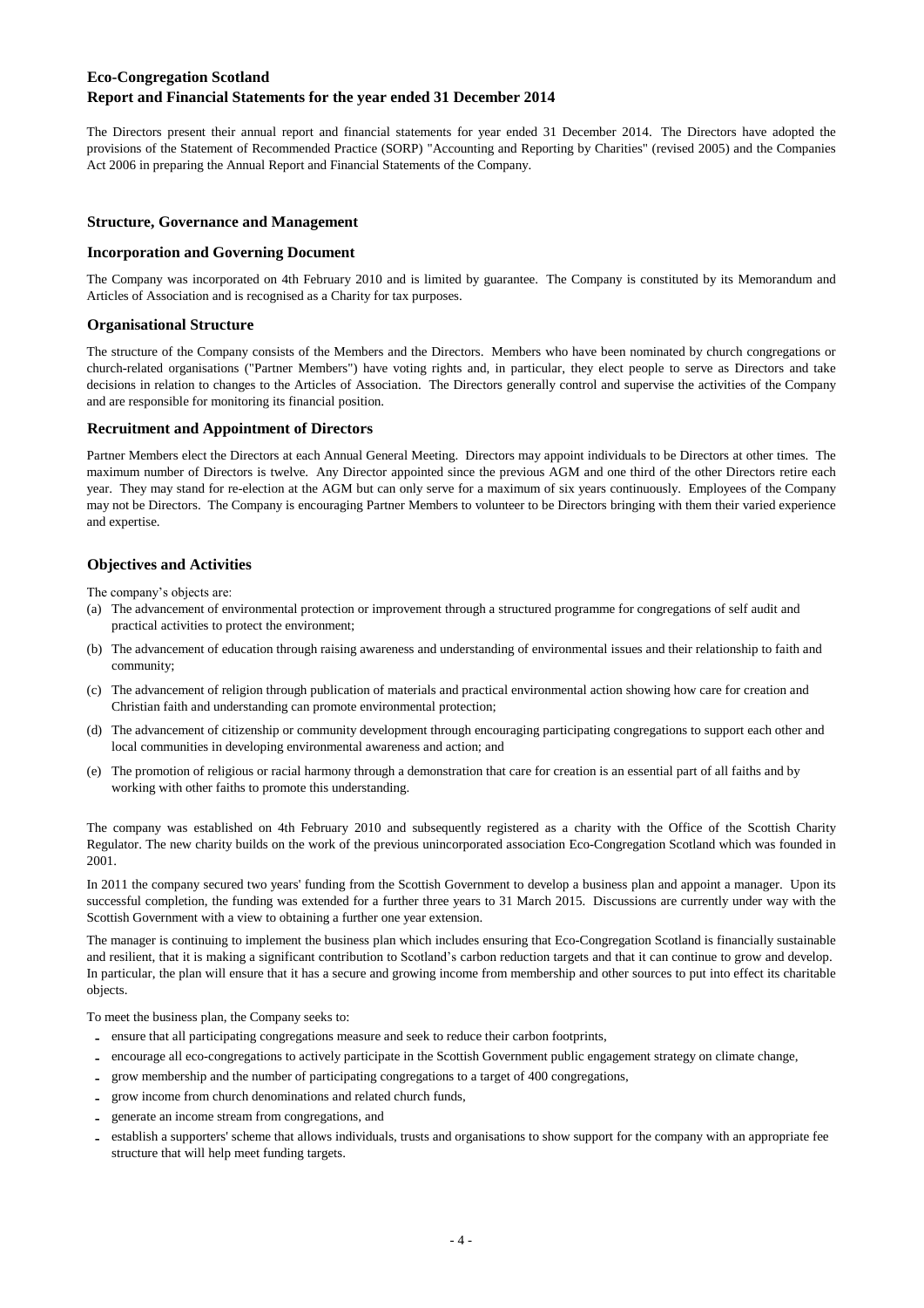# Eco-Congregation Scotland
## Report and Financial Statements for the year ended 31 December 2014

The Directors present their annual report and financial statements for year ended 31 December 2014. The Directors have adopted the provisions of the Statement of Recommended Practice (SORP) "Accounting and Reporting by Charities" (revised 2005) and the Companies Act 2006 in preparing the Annual Report and Financial Statements of the Company.

### Structure, Governance and Management

### Incorporation and Governing Document

The Company was incorporated on 4th February 2010 and is limited by guarantee. The Company is constituted by its Memorandum and Articles of Association and is recognised as a Charity for tax purposes.

### Organisational Structure

The structure of the Company consists of the Members and the Directors. Members who have been nominated by church congregations or church-related organisations ("Partner Members") have voting rights and, in particular, they elect people to serve as Directors and take decisions in relation to changes to the Articles of Association. The Directors generally control and supervise the activities of the Company and are responsible for monitoring its financial position.

### Recruitment and Appointment of Directors

Partner Members elect the Directors at each Annual General Meeting. Directors may appoint individuals to be Directors at other times. The maximum number of Directors is twelve. Any Director appointed since the previous AGM and one third of the other Directors retire each year. They may stand for re-election at the AGM but can only serve for a maximum of six years continuously. Employees of the Company may not be Directors. The Company is encouraging Partner Members to volunteer to be Directors bringing with them their varied experience and expertise.

### Objectives and Activities

The company's objects are:

(a) The advancement of environmental protection or improvement through a structured programme for congregations of self audit and practical activities to protect the environment;

(b) The advancement of education through raising awareness and understanding of environmental issues and their relationship to faith and community;

(c) The advancement of religion through publication of materials and practical environmental action showing how care for creation and Christian faith and understanding can promote environmental protection;

(d) The advancement of citizenship or community development through encouraging participating congregations to support each other and local communities in developing environmental awareness and action; and

(e) The promotion of religious or racial harmony through a demonstration that care for creation is an essential part of all faiths and by working with other faiths to promote this understanding.

The company was established on 4th February 2010 and subsequently registered as a charity with the Office of the Scottish Charity Regulator. The new charity builds on the work of the previous unincorporated association Eco-Congregation Scotland which was founded in 2001.

In 2011 the company secured two years' funding from the Scottish Government to develop a business plan and appoint a manager. Upon its successful completion, the funding was extended for a further three years to 31 March 2015. Discussions are currently under way with the Scottish Government with a view to obtaining a further one year extension.

The manager is continuing to implement the business plan which includes ensuring that Eco-Congregation Scotland is financially sustainable and resilient, that it is making a significant contribution to Scotland's carbon reduction targets and that it can continue to grow and develop. In particular, the plan will ensure that it has a secure and growing income from membership and other sources to put into effect its charitable objects.

To meet the business plan, the Company seeks to:

- ensure that all participating congregations measure and seek to reduce their carbon footprints,
- encourage all eco-congregations to actively participate in the Scottish Government public engagement strategy on climate change,
- grow membership and the number of participating congregations to a target of 400 congregations,
- grow income from church denominations and related church funds,
- generate an income stream from congregations, and
- establish a supporters' scheme that allows individuals, trusts and organisations to show support for the company with an appropriate fee structure that will help meet funding targets.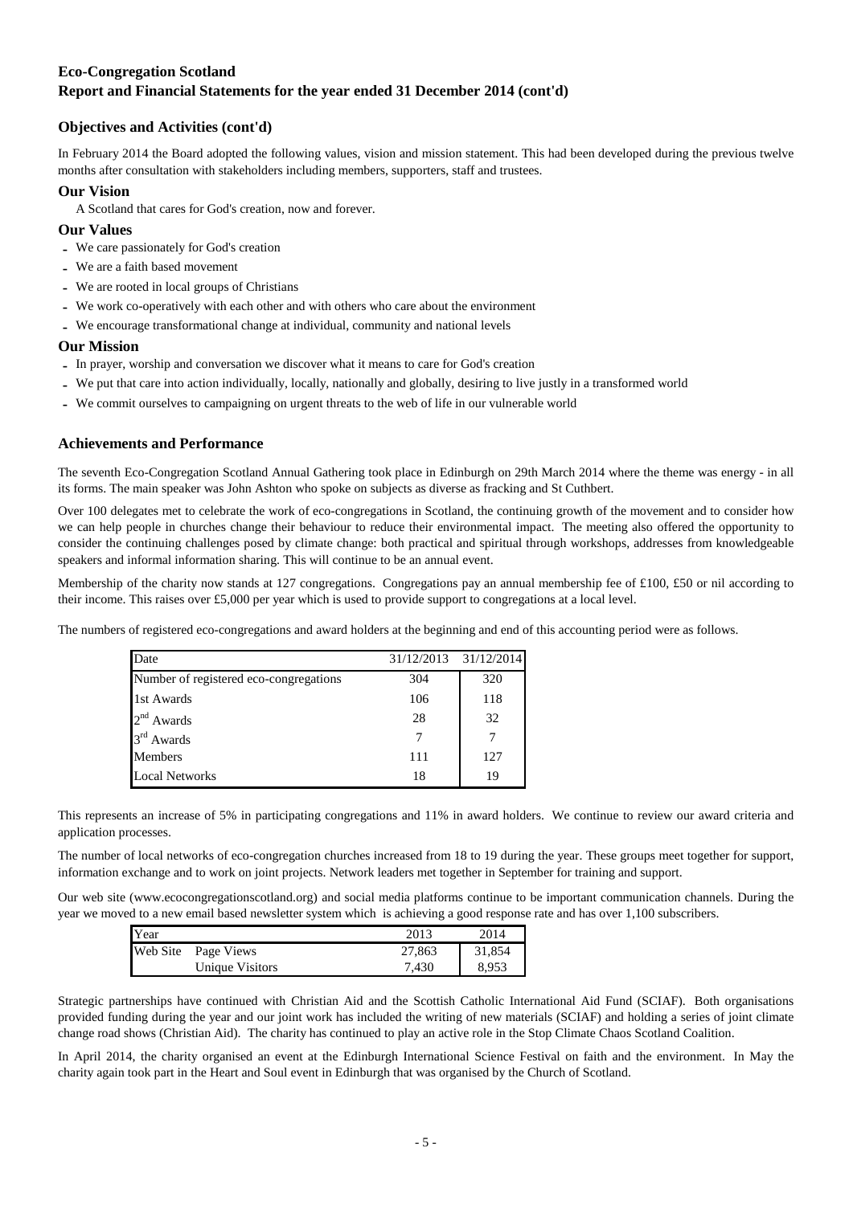## Eco-Congregation Scotland
## Report and Financial Statements for the year ended 31 December 2014 (cont'd)

### Objectives and Activities (cont'd)

In February 2014 the Board adopted the following values, vision and mission statement. This had been developed during the previous twelve months after consultation with stakeholders including members, supporters, staff and trustees.

**Our Vision**

A Scotland that cares for God's creation, now and forever.

**Our Values**

- We care passionately for God's creation
- We are a faith based movement
- We are rooted in local groups of Christians
- We work co-operatively with each other and with others who care about the environment
- We encourage transformational change at individual, community and national levels

**Our Mission**

- In prayer, worship and conversation we discover what it means to care for God's creation
- We put that care into action individually, locally, nationally and globally, desiring to live justly in a transformed world
- We commit ourselves to campaigning on urgent threats to the web of life in our vulnerable world

### Achievements and Performance

The seventh Eco-Congregation Scotland Annual Gathering took place in Edinburgh on 29th March 2014 where the theme was energy - in all its forms. The main speaker was John Ashton who spoke on subjects as diverse as fracking and St Cuthbert.

Over 100 delegates met to celebrate the work of eco-congregations in Scotland, the continuing growth of the movement and to consider how we can help people in churches change their behaviour to reduce their environmental impact. The meeting also offered the opportunity to consider the continuing challenges posed by climate change: both practical and spiritual through workshops, addresses from knowledgeable speakers and informal information sharing. This will continue to be an annual event.

Membership of the charity now stands at 127 congregations. Congregations pay an annual membership fee of £100, £50 or nil according to their income. This raises over £5,000 per year which is used to provide support to congregations at a local level.

The numbers of registered eco-congregations and award holders at the beginning and end of this accounting period were as follows.

| Date | 31/12/2013 | 31/12/2014 |
|---|---|---|
| Number of registered eco-congregations | 304 | 320 |
| 1st Awards | 106 | 118 |
| 2nd Awards | 28 | 32 |
| 3rd Awards | 7 | 7 |
| Members | 111 | 127 |
| Local Networks | 18 | 19 |

This represents an increase of 5% in participating congregations and 11% in award holders. We continue to review our award criteria and application processes.

The number of local networks of eco-congregation churches increased from 18 to 19 during the year. These groups meet together for support, information exchange and to work on joint projects. Network leaders met together in September for training and support.

Our web site (www.ecocongregationscotland.org) and social media platforms continue to be important communication channels. During the year we moved to a new email based newsletter system which is achieving a good response rate and has over 1,100 subscribers.

| Year | | 2013 | 2014 |
|---|---|---|---|
| Web Site | Page Views | 27,863 | 31,854 |
| | Unique Visitors | 7,430 | 8,953 |

Strategic partnerships have continued with Christian Aid and the Scottish Catholic International Aid Fund (SCIAF). Both organisations provided funding during the year and our joint work has included the writing of new materials (SCIAF) and holding a series of joint climate change road shows (Christian Aid). The charity has continued to play an active role in the Stop Climate Chaos Scotland Coalition.

In April 2014, the charity organised an event at the Edinburgh International Science Festival on faith and the environment. In May the charity again took part in the Heart and Soul event in Edinburgh that was organised by the Church of Scotland.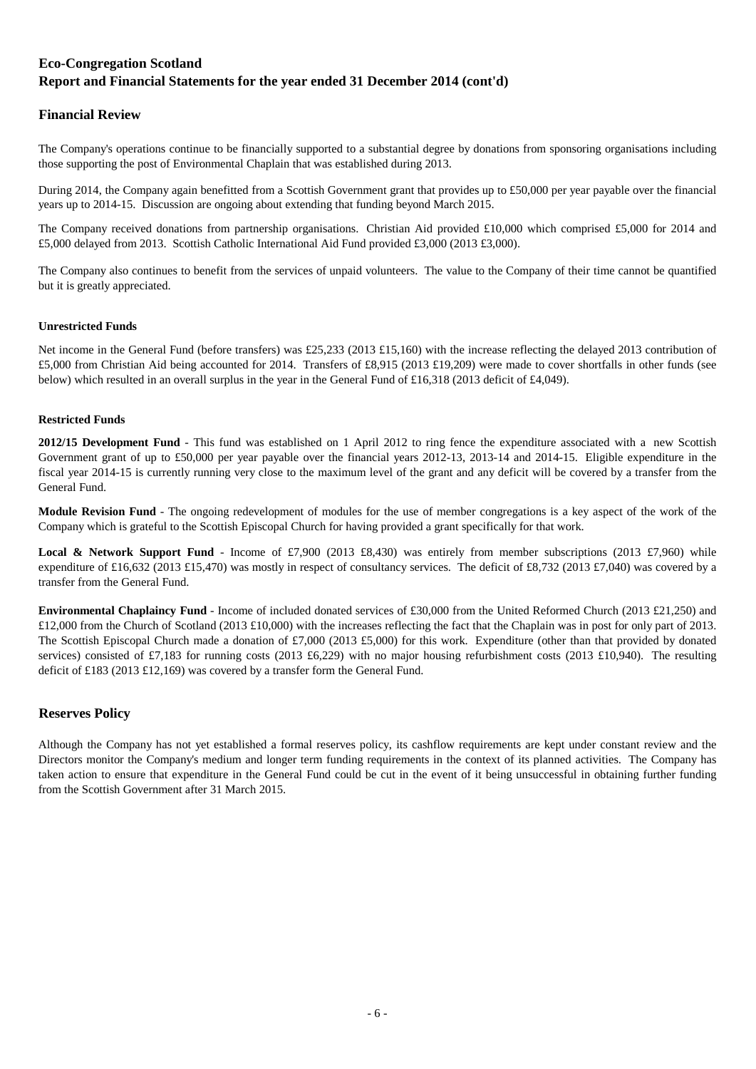# Eco-Congregation Scotland
## Report and Financial Statements for the year ended 31 December 2014 (cont'd)

## Financial Review

The Company's operations continue to be financially supported to a substantial degree by donations from sponsoring organisations including those supporting the post of Environmental Chaplain that was established during 2013.

During 2014, the Company again benefitted from a Scottish Government grant that provides up to £50,000 per year payable over the financial years up to 2014-15. Discussion are ongoing about extending that funding beyond March 2015.

The Company received donations from partnership organisations. Christian Aid provided £10,000 which comprised £5,000 for 2014 and £5,000 delayed from 2013. Scottish Catholic International Aid Fund provided £3,000 (2013 £3,000).

The Company also continues to benefit from the services of unpaid volunteers. The value to the Company of their time cannot be quantified but it is greatly appreciated.

#### Unrestricted Funds

Net income in the General Fund (before transfers) was £25,233 (2013 £15,160) with the increase reflecting the delayed 2013 contribution of £5,000 from Christian Aid being accounted for 2014. Transfers of £8,915 (2013 £19,209) were made to cover shortfalls in other funds (see below) which resulted in an overall surplus in the year in the General Fund of £16,318 (2013 deficit of £4,049).

#### Restricted Funds

**2012/15 Development Fund** - This fund was established on 1 April 2012 to ring fence the expenditure associated with a new Scottish Government grant of up to £50,000 per year payable over the financial years 2012-13, 2013-14 and 2014-15. Eligible expenditure in the fiscal year 2014-15 is currently running very close to the maximum level of the grant and any deficit will be covered by a transfer from the General Fund.

**Module Revision Fund** - The ongoing redevelopment of modules for the use of member congregations is a key aspect of the work of the Company which is grateful to the Scottish Episcopal Church for having provided a grant specifically for that work.

**Local & Network Support Fund** - Income of £7,900 (2013 £8,430) was entirely from member subscriptions (2013 £7,960) while expenditure of £16,632 (2013 £15,470) was mostly in respect of consultancy services. The deficit of £8,732 (2013 £7,040) was covered by a transfer from the General Fund.

**Environmental Chaplaincy Fund** - Income of included donated services of £30,000 from the United Reformed Church (2013 £21,250) and £12,000 from the Church of Scotland (2013 £10,000) with the increases reflecting the fact that the Chaplain was in post for only part of 2013. The Scottish Episcopal Church made a donation of £7,000 (2013 £5,000) for this work. Expenditure (other than that provided by donated services) consisted of £7,183 for running costs (2013 £6,229) with no major housing refurbishment costs (2013 £10,940). The resulting deficit of £183 (2013 £12,169) was covered by a transfer form the General Fund.

## Reserves Policy

Although the Company has not yet established a formal reserves policy, its cashflow requirements are kept under constant review and the Directors monitor the Company's medium and longer term funding requirements in the context of its planned activities. The Company has taken action to ensure that expenditure in the General Fund could be cut in the event of it being unsuccessful in obtaining further funding from the Scottish Government after 31 March 2015.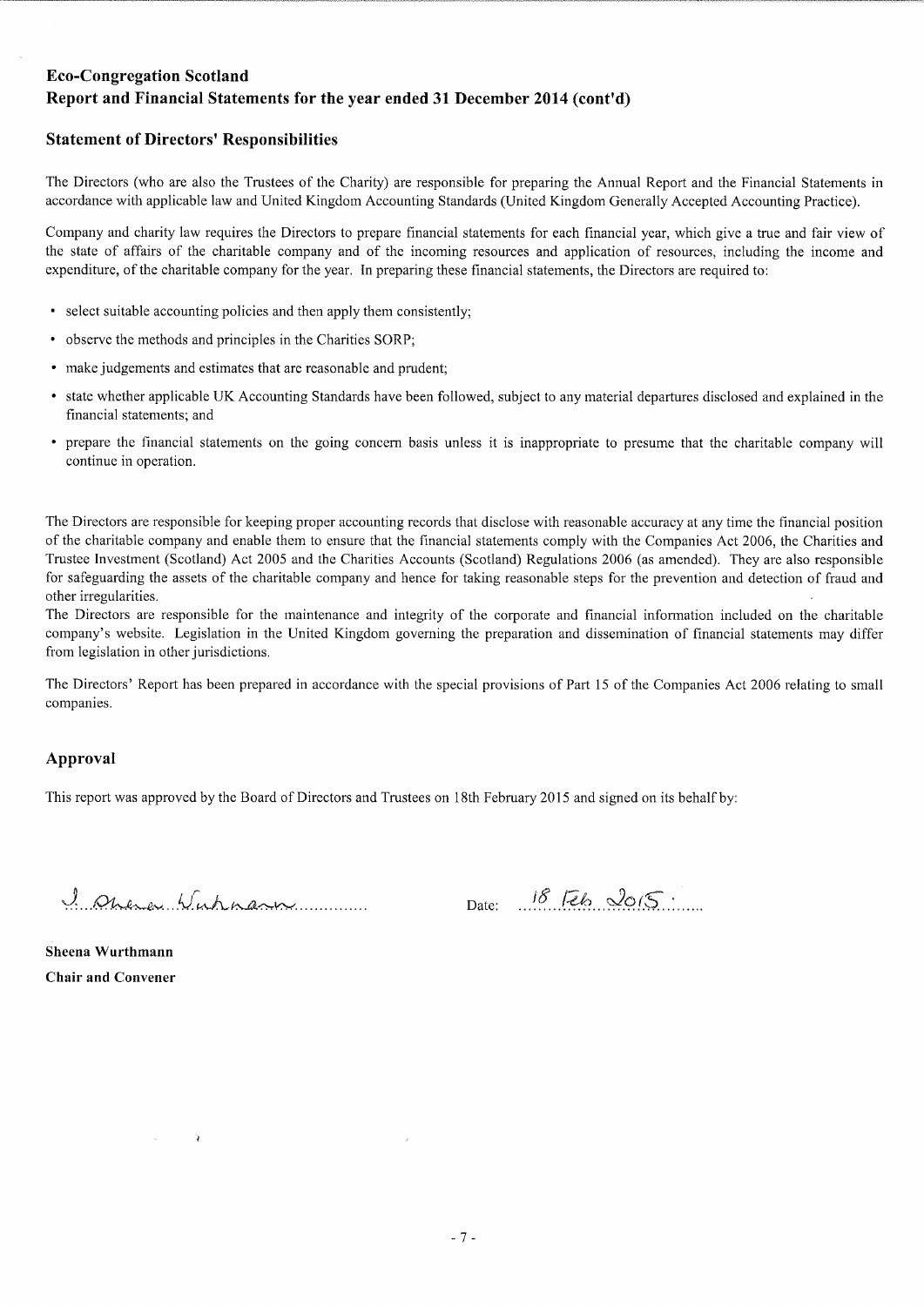**Eco-Congregation Scotland**
**Report and Financial Statements for the year ended 31 December 2014 (cont'd)**

## Statement of Directors' Responsibilities

The Directors (who are also the Trustees of the Charity) are responsible for preparing the Annual Report and the Financial Statements in accordance with applicable law and United Kingdom Accounting Standards (United Kingdom Generally Accepted Accounting Practice).

Company and charity law requires the Directors to prepare financial statements for each financial year, which give a true and fair view of the state of affairs of the charitable company and of the incoming resources and application of resources, including the income and expenditure, of the charitable company for the year. In preparing these financial statements, the Directors are required to:

- select suitable accounting policies and then apply them consistently;
- observe the methods and principles in the Charities SORP;
- make judgements and estimates that are reasonable and prudent;
- state whether applicable UK Accounting Standards have been followed, subject to any material departures disclosed and explained in the financial statements; and
- prepare the financial statements on the going concern basis unless it is inappropriate to presume that the charitable company will continue in operation.

The Directors are responsible for keeping proper accounting records that disclose with reasonable accuracy at any time the financial position of the charitable company and enable them to ensure that the financial statements comply with the Companies Act 2006, the Charities and Trustee Investment (Scotland) Act 2005 and the Charities Accounts (Scotland) Regulations 2006 (as amended). They are also responsible for safeguarding the assets of the charitable company and hence for taking reasonable steps for the prevention and detection of fraud and other irregularities.

The Directors are responsible for the maintenance and integrity of the corporate and financial information included on the charitable company's website. Legislation in the United Kingdom governing the preparation and dissemination of financial statements may differ from legislation in other jurisdictions.

The Directors' Report has been prepared in accordance with the special provisions of Part 15 of the Companies Act 2006 relating to small companies.

## Approval

This report was approved by the Board of Directors and Trustees on 18th February 2015 and signed on its behalf by:

S. Sheena Wurthmann .............. Date: 18 Feb 2015

**Sheena Wurthmann**
**Chair and Convener**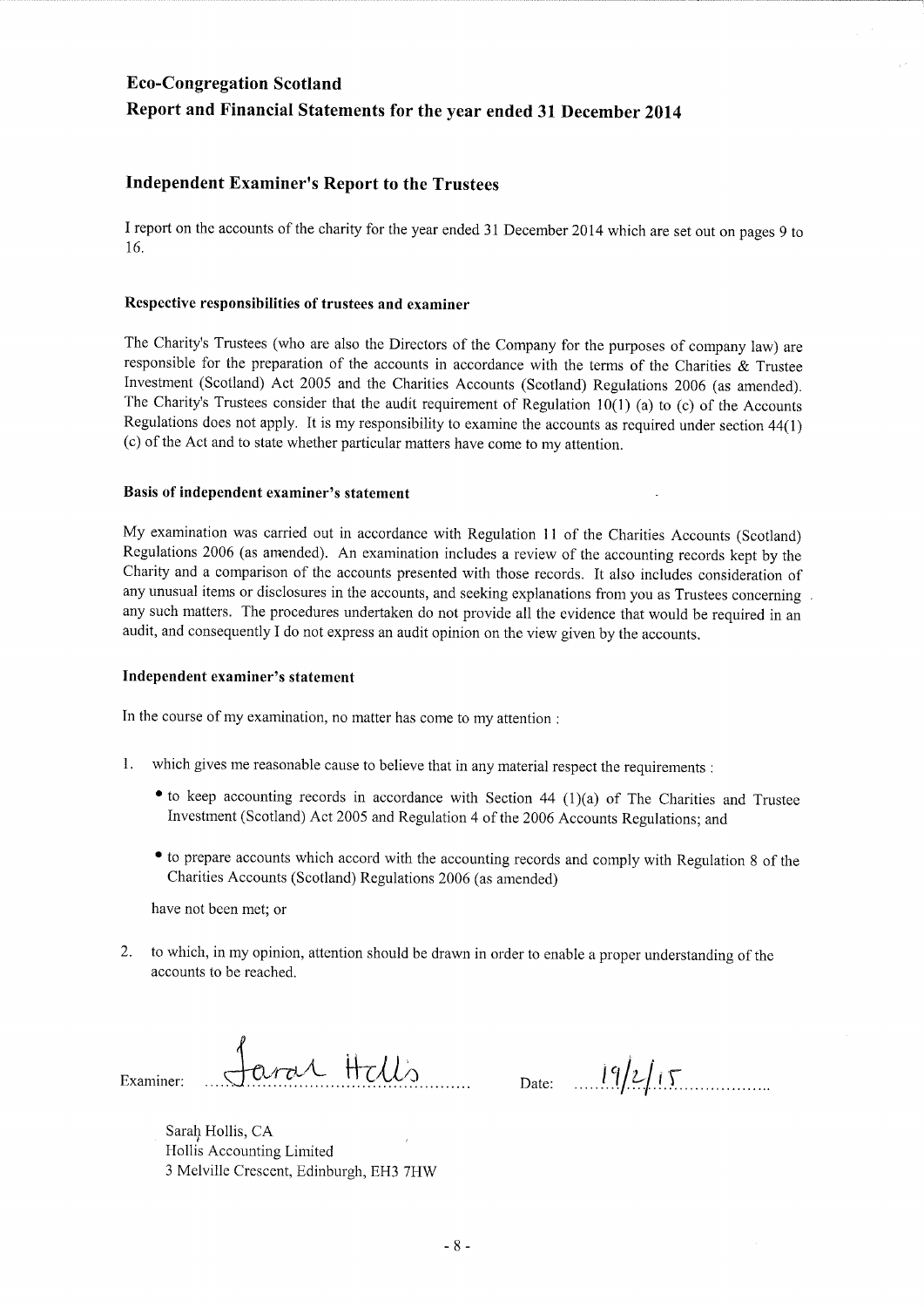# Independent Examiner's Report to the Trustees

I report on the accounts of the charity for the year ended 31 December 2014 which are set out on pages 9 to 16.

### Respective responsibilities of trustees and examiner

The Charity's Trustees (who are also the Directors of the Company for the purposes of company law) are responsible for the preparation of the accounts in accordance with the terms of the Charities & Trustee Investment (Scotland) Act 2005 and the Charities Accounts (Scotland) Regulations 2006 (as amended). The Charity's Trustees consider that the audit requirement of Regulation 10(1) (a) to (c) of the Accounts Regulations does not apply. It is my responsibility to examine the accounts as required under section 44(1) (c) of the Act and to state whether particular matters have come to my attention.

### Basis of independent examiner's statement

My examination was carried out in accordance with Regulation 11 of the Charities Accounts (Scotland) Regulations 2006 (as amended). An examination includes a review of the accounting records kept by the Charity and a comparison of the accounts presented with those records. It also includes consideration of any unusual items or disclosures in the accounts, and seeking explanations from you as Trustees concerning any such matters. The procedures undertaken do not provide all the evidence that would be required in an audit, and consequently I do not express an audit opinion on the view given by the accounts.

### Independent examiner's statement

In the course of my examination, no matter has come to my attention :

1. which gives me reasonable cause to believe that in any material respect the requirements :
   - to keep accounting records in accordance with Section 44 (1)(a) of The Charities and Trustee Investment (Scotland) Act 2005 and Regulation 4 of the 2006 Accounts Regulations; and
   - to prepare accounts which accord with the accounting records and comply with Regulation 8 of the Charities Accounts (Scotland) Regulations 2006 (as amended)

   have not been met; or

2. to which, in my opinion, attention should be drawn in order to enable a proper understanding of the accounts to be reached.

Examiner: Sarah Hollis Date: 19/2/15

Sarah Hollis, CA
Hollis Accounting Limited
3 Melville Crescent, Edinburgh, EH3 7HW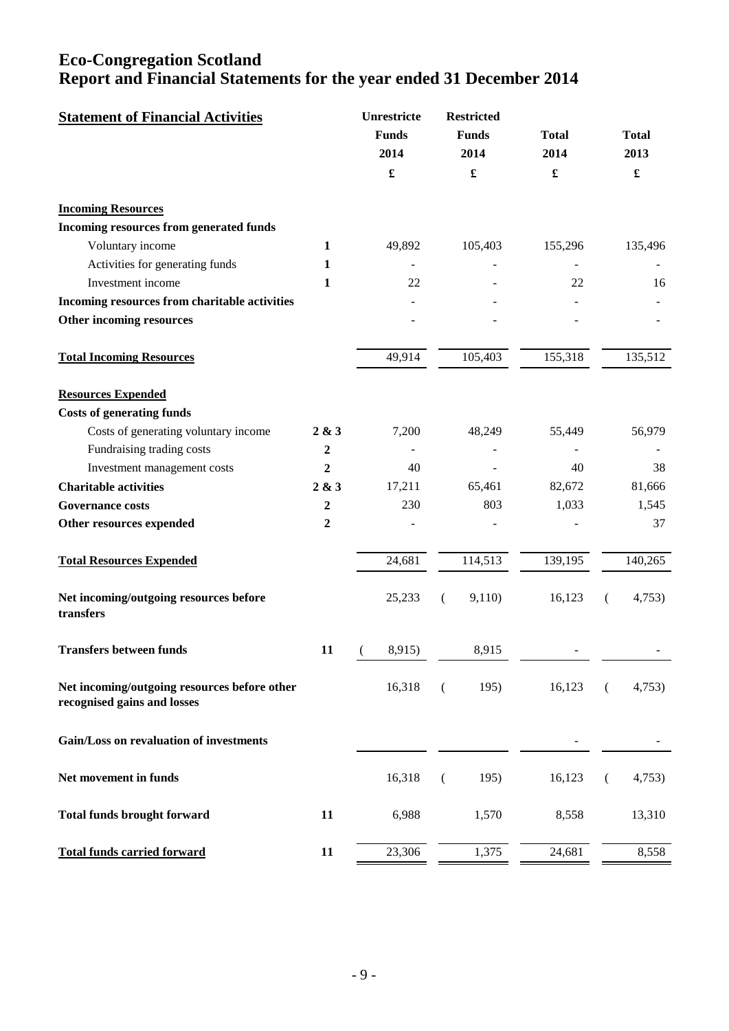# Eco-Congregation Scotland
# Report and Financial Statements for the year ended 31 December 2014

| Statement of Financial Activities | | Unrestricte Funds 2014 £ | Restricted Funds 2014 £ | Total 2014 £ | Total 2013 £ |
|---|---|---|---|---|---|
| **Incoming Resources** | | | | | |
| **Incoming resources from generated funds** | | | | | |
| Voluntary income | 1 | 49,892 | 105,403 | 155,296 | 135,496 |
| Activities for generating funds | 1 | - | - | - | - |
| Investment income | 1 | 22 | - | 22 | 16 |
| **Incoming resources from charitable activities** | | - | - | - | - |
| **Other incoming resources** | | - | - | - | - |
| **Total Incoming Resources** | | 49,914 | 105,403 | 155,318 | 135,512 |
| **Resources Expended** | | | | | |
| **Costs of generating funds** | | | | | |
| Costs of generating voluntary income | 2 & 3 | 7,200 | 48,249 | 55,449 | 56,979 |
| Fundraising trading costs | 2 | - | - | - | - |
| Investment management costs | 2 | 40 | - | 40 | 38 |
| **Charitable activities** | 2 & 3 | 17,211 | 65,461 | 82,672 | 81,666 |
| **Governance costs** | 2 | 230 | 803 | 1,033 | 1,545 |
| **Other resources expended** | 2 | - | - | - | 37 |
| **Total Resources Expended** | | 24,681 | 114,513 | 139,195 | 140,265 |
| **Net incoming/outgoing resources before transfers** | | 25,233 | (9,110) | 16,123 | (4,753) |
| **Transfers between funds** | 11 | (8,915) | 8,915 | - | - |
| **Net incoming/outgoing resources before other recognised gains and losses** | | 16,318 | (195) | 16,123 | (4,753) |
| **Gain/Loss on revaluation of investments** | | | | - | - |
| **Net movement in funds** | | 16,318 | (195) | 16,123 | (4,753) |
| **Total funds brought forward** | 11 | 6,988 | 1,570 | 8,558 | 13,310 |
| **Total funds carried forward** | 11 | 23,306 | 1,375 | 24,681 | 8,558 |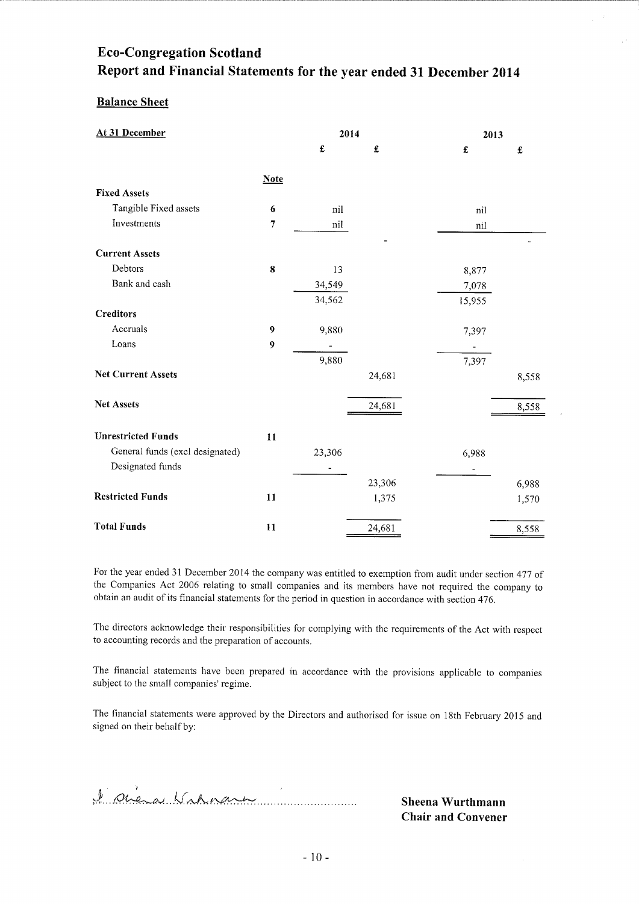# Eco-Congregation Scotland

## Report and Financial Statements for the year ended 31 December 2014

### Balance Sheet

| At 31 December | Note | 2014 £ | 2014 £ | 2013 £ | 2013 £ |
|---|---|---|---|---|---|
| **Fixed Assets** | | | | | |
| Tangible Fixed assets | 6 | nil | | nil | |
| Investments | 7 | nil | | nil | |
| | | | - | | - |
| **Current Assets** | | | | | |
| Debtors | 8 | 13 | | 8,877 | |
| Bank and cash | | 34,549 | | 7,078 | |
| | | 34,562 | | 15,955 | |
| **Creditors** | | | | | |
| Accruals | 9 | 9,880 | | 7,397 | |
| Loans | 9 | - | | - | |
| | | 9,880 | | 7,397 | |
| **Net Current Assets** | | | 24,681 | | 8,558 |
| **Net Assets** | | | 24,681 | | 8,558 |
| **Unrestricted Funds** | 11 | | | | |
| General funds (excl designated) | | 23,306 | | 6,988 | |
| Designated funds | | - | | - | |
| | | | 23,306 | | 6,988 |
| **Restricted Funds** | 11 | | 1,375 | | 1,570 |
| **Total Funds** | 11 | | 24,681 | | 8,558 |

For the year ended 31 December 2014 the company was entitled to exemption from audit under section 477 of the Companies Act 2006 relating to small companies and its members have not required the company to obtain an audit of its financial statements for the period in question in accordance with section 476.

The directors acknowledge their responsibilities for complying with the requirements of the Act with respect to accounting records and the preparation of accounts.

The financial statements have been prepared in accordance with the provisions applicable to companies subject to the small companies' regime.

The financial statements were approved by the Directors and authorised for issue on 18th February 2015 and signed on their behalf by:

**Sheena Wurthmann**
**Chair and Convener**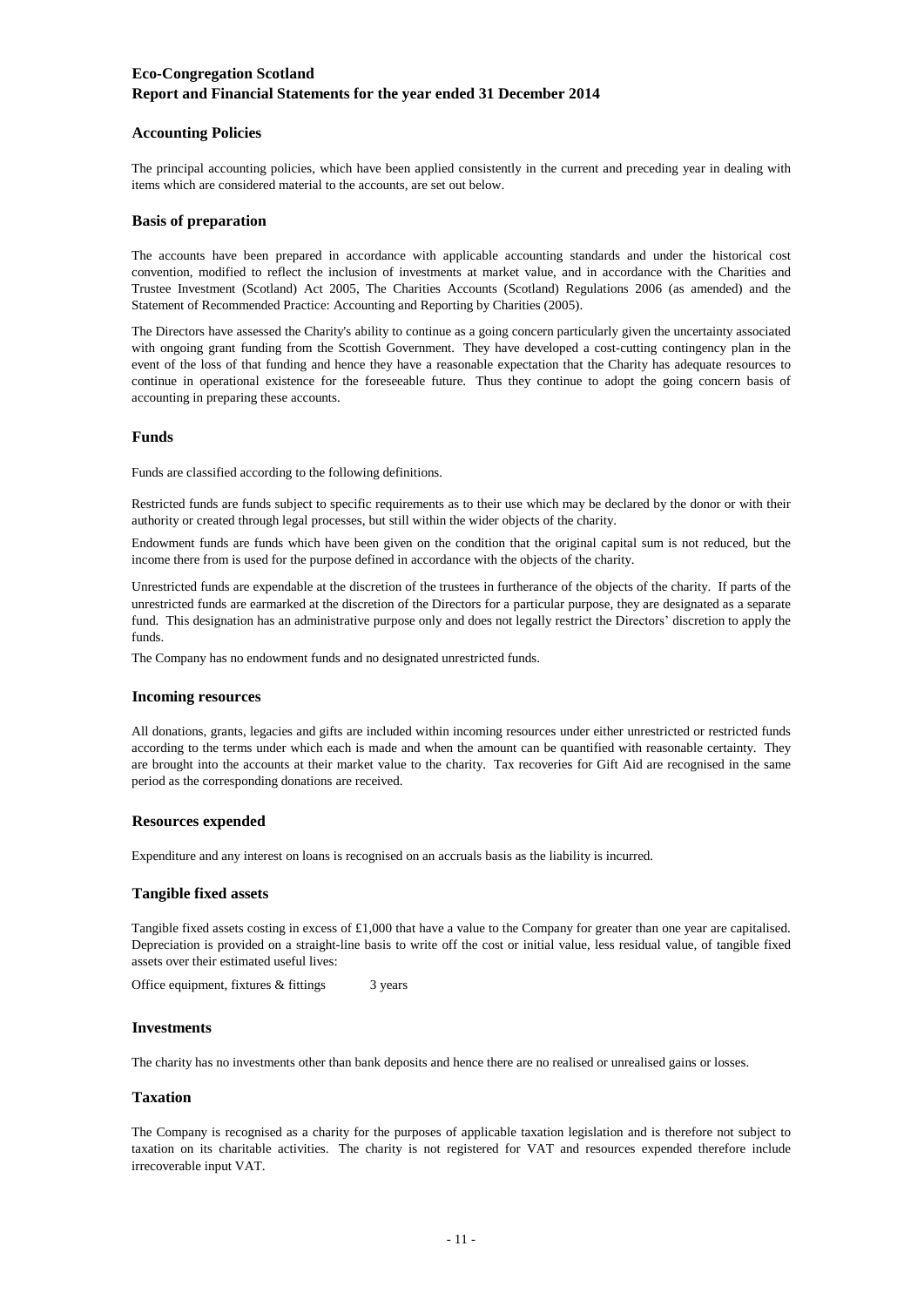## Accounting Policies

The principal accounting policies, which have been applied consistently in the current and preceding year in dealing with items which are considered material to the accounts, are set out below.

## Basis of preparation

The accounts have been prepared in accordance with applicable accounting standards and under the historical cost convention, modified to reflect the inclusion of investments at market value, and in accordance with the Charities and Trustee Investment (Scotland) Act 2005, The Charities Accounts (Scotland) Regulations 2006 (as amended) and the Statement of Recommended Practice: Accounting and Reporting by Charities (2005).

The Directors have assessed the Charity's ability to continue as a going concern particularly given the uncertainty associated with ongoing grant funding from the Scottish Government. They have developed a cost-cutting contingency plan in the event of the loss of that funding and hence they have a reasonable expectation that the Charity has adequate resources to continue in operational existence for the foreseeable future. Thus they continue to adopt the going concern basis of accounting in preparing these accounts.

## Funds

Funds are classified according to the following definitions.

Restricted funds are funds subject to specific requirements as to their use which may be declared by the donor or with their authority or created through legal processes, but still within the wider objects of the charity.

Endowment funds are funds which have been given on the condition that the original capital sum is not reduced, but the income there from is used for the purpose defined in accordance with the objects of the charity.

Unrestricted funds are expendable at the discretion of the trustees in furtherance of the objects of the charity. If parts of the unrestricted funds are earmarked at the discretion of the Directors for a particular purpose, they are designated as a separate fund. This designation has an administrative purpose only and does not legally restrict the Directors' discretion to apply the funds.

The Company has no endowment funds and no designated unrestricted funds.

## Incoming resources

All donations, grants, legacies and gifts are included within incoming resources under either unrestricted or restricted funds according to the terms under which each is made and when the amount can be quantified with reasonable certainty. They are brought into the accounts at their market value to the charity. Tax recoveries for Gift Aid are recognised in the same period as the corresponding donations are received.

## Resources expended

Expenditure and any interest on loans is recognised on an accruals basis as the liability is incurred.

## Tangible fixed assets

Tangible fixed assets costing in excess of £1,000 that have a value to the Company for greater than one year are capitalised. Depreciation is provided on a straight-line basis to write off the cost or initial value, less residual value, of tangible fixed assets over their estimated useful lives:

Office equipment, fixtures & fittings 3 years

## Investments

The charity has no investments other than bank deposits and hence there are no realised or unrealised gains or losses.

## Taxation

The Company is recognised as a charity for the purposes of applicable taxation legislation and is therefore not subject to taxation on its charitable activities. The charity is not registered for VAT and resources expended therefore include irrecoverable input VAT.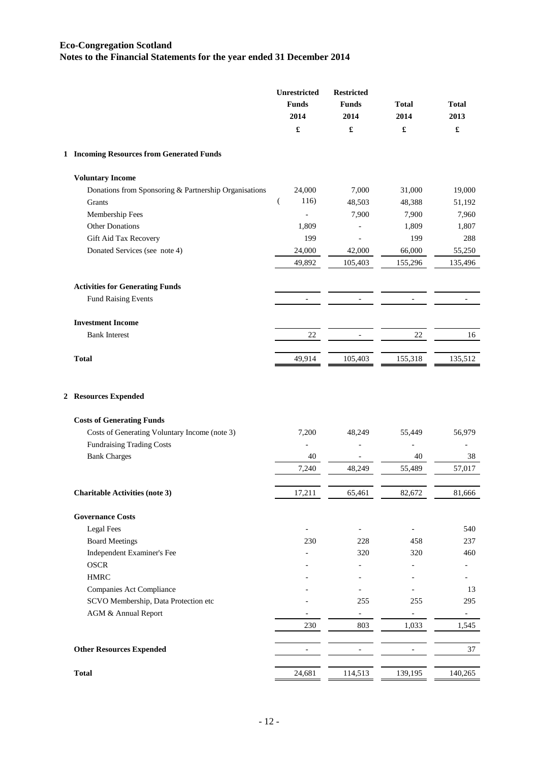**Eco-Congregation Scotland**
**Notes to the Financial Statements for the year ended 31 December 2014**

| | Unrestricted Funds 2014 £ | Restricted Funds 2014 £ | Total 2014 £ | Total 2013 £ |
|---|---|---|---|---|
| **1 Incoming Resources from Generated Funds** | | | | |
| **Voluntary Income** | | | | |
| Donations from Sponsoring & Partnership Organisations | 24,000 | 7,000 | 31,000 | 19,000 |
| Grants | ( 116) | 48,503 | 48,388 | 51,192 |
| Membership Fees | - | 7,900 | 7,900 | 7,960 |
| Other Donations | 1,809 | - | 1,809 | 1,807 |
| Gift Aid Tax Recovery | 199 | - | 199 | 288 |
| Donated Services (see note 4) | 24,000 | 42,000 | 66,000 | 55,250 |
| | 49,892 | 105,403 | 155,296 | 135,496 |
| **Activities for Generating Funds** | | | | |
| Fund Raising Events | - | - | - | - |
| **Investment Income** | | | | |
| Bank Interest | 22 | - | 22 | 16 |
| **Total** | 49,914 | 105,403 | 155,318 | 135,512 |
| **2 Resources Expended** | | | | |
| **Costs of Generating Funds** | | | | |
| Costs of Generating Voluntary Income (note 3) | 7,200 | 48,249 | 55,449 | 56,979 |
| Fundraising Trading Costs | - | - | - | - |
| Bank Charges | 40 | - | 40 | 38 |
| | 7,240 | 48,249 | 55,489 | 57,017 |
| **Charitable Activities (note 3)** | 17,211 | 65,461 | 82,672 | 81,666 |
| **Governance Costs** | | | | |
| Legal Fees | - | - | - | 540 |
| Board Meetings | 230 | 228 | 458 | 237 |
| Independent Examiner's Fee | - | 320 | 320 | 460 |
| OSCR | - | - | - | - |
| HMRC | - | - | - | - |
| Companies Act Compliance | - | - | - | 13 |
| SCVO Membership, Data Protection etc | - | 255 | 255 | 295 |
| AGM & Annual Report | - | - | - | - |
| | 230 | 803 | 1,033 | 1,545 |
| **Other Resources Expended** | - | - | - | 37 |
| **Total** | 24,681 | 114,513 | 139,195 | 140,265 |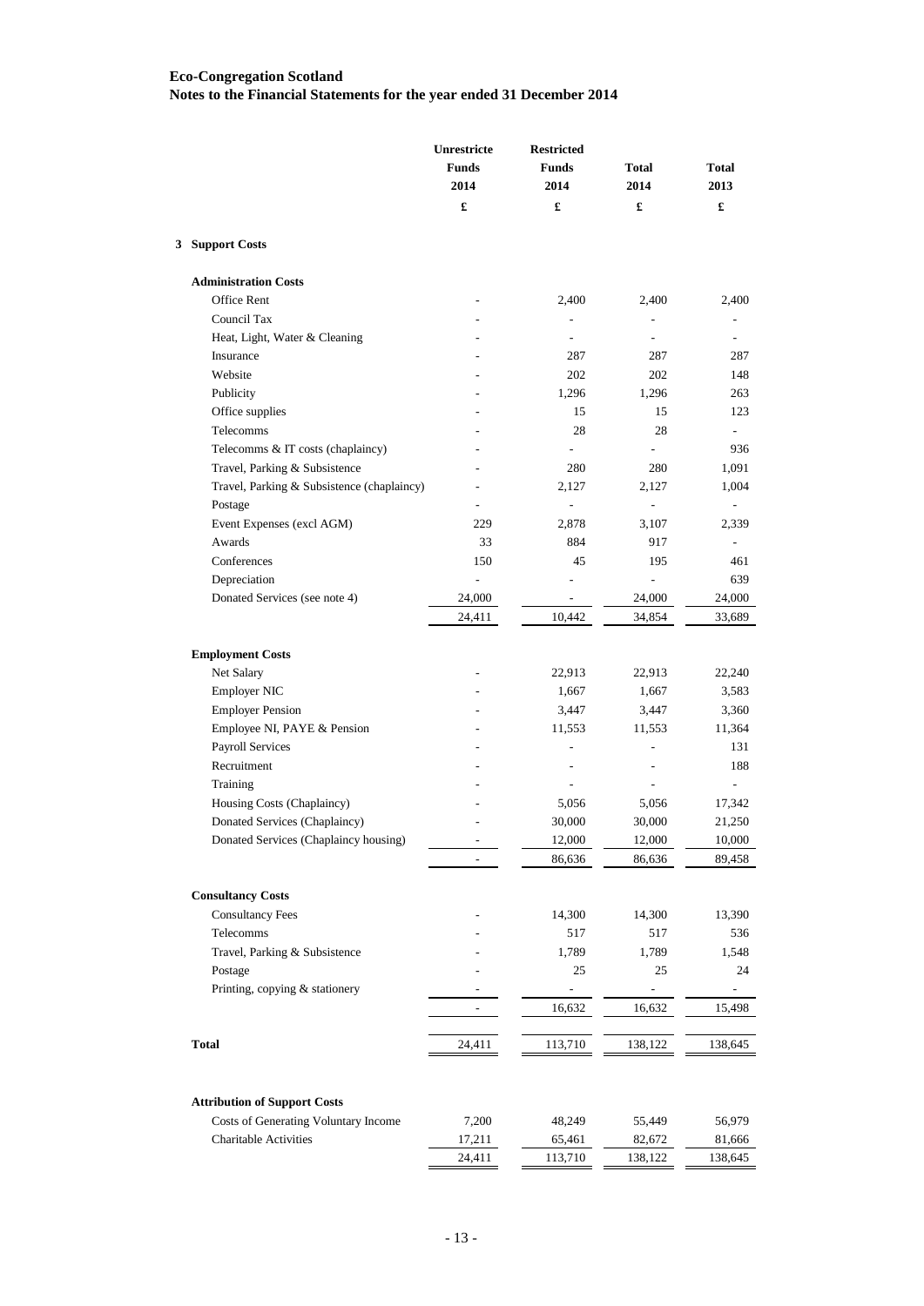**Eco-Congregation Scotland**
**Notes to the Financial Statements for the year ended 31 December 2014**

| | Unrestricte Funds 2014 £ | Restricted Funds 2014 £ | Total 2014 £ | Total 2013 £ |
|---|---|---|---|---|
| **3 Support Costs** | | | | |
| **Administration Costs** | | | | |
| Office Rent | - | 2,400 | 2,400 | 2,400 |
| Council Tax | - | - | - | - |
| Heat, Light, Water & Cleaning | - | - | - | - |
| Insurance | - | 287 | 287 | 287 |
| Website | - | 202 | 202 | 148 |
| Publicity | - | 1,296 | 1,296 | 263 |
| Office supplies | - | 15 | 15 | 123 |
| Telecomms | - | 28 | 28 | - |
| Telecomms & IT costs (chaplaincy) | - | - | - | 936 |
| Travel, Parking & Subsistence | - | 280 | 280 | 1,091 |
| Travel, Parking & Subsistence (chaplaincy) | - | 2,127 | 2,127 | 1,004 |
| Postage | - | - | - | - |
| Event Expenses (excl AGM) | 229 | 2,878 | 3,107 | 2,339 |
| Awards | 33 | 884 | 917 | - |
| Conferences | 150 | 45 | 195 | 461 |
| Depreciation | - | - | - | 639 |
| Donated Services (see note 4) | 24,000 | - | 24,000 | 24,000 |
| | 24,411 | 10,442 | 34,854 | 33,689 |
| **Employment Costs** | | | | |
| Net Salary | - | 22,913 | 22,913 | 22,240 |
| Employer NIC | - | 1,667 | 1,667 | 3,583 |
| Employer Pension | - | 3,447 | 3,447 | 3,360 |
| Employee NI, PAYE & Pension | - | 11,553 | 11,553 | 11,364 |
| Payroll Services | - | - | - | 131 |
| Recruitment | - | - | - | 188 |
| Training | - | - | - | - |
| Housing Costs (Chaplaincy) | - | 5,056 | 5,056 | 17,342 |
| Donated Services (Chaplaincy) | - | 30,000 | 30,000 | 21,250 |
| Donated Services (Chaplaincy housing) | - | 12,000 | 12,000 | 10,000 |
| | - | 86,636 | 86,636 | 89,458 |
| **Consultancy Costs** | | | | |
| Consultancy Fees | - | 14,300 | 14,300 | 13,390 |
| Telecomms | - | 517 | 517 | 536 |
| Travel, Parking & Subsistence | - | 1,789 | 1,789 | 1,548 |
| Postage | - | 25 | 25 | 24 |
| Printing, copying & stationery | - | - | - | - |
| | - | 16,632 | 16,632 | 15,498 |
| **Total** | 24,411 | 113,710 | 138,122 | 138,645 |
| **Attribution of Support Costs** | | | | |
| Costs of Generating Voluntary Income | 7,200 | 48,249 | 55,449 | 56,979 |
| Charitable Activities | 17,211 | 65,461 | 82,672 | 81,666 |
| | 24,411 | 113,710 | 138,122 | 138,645 |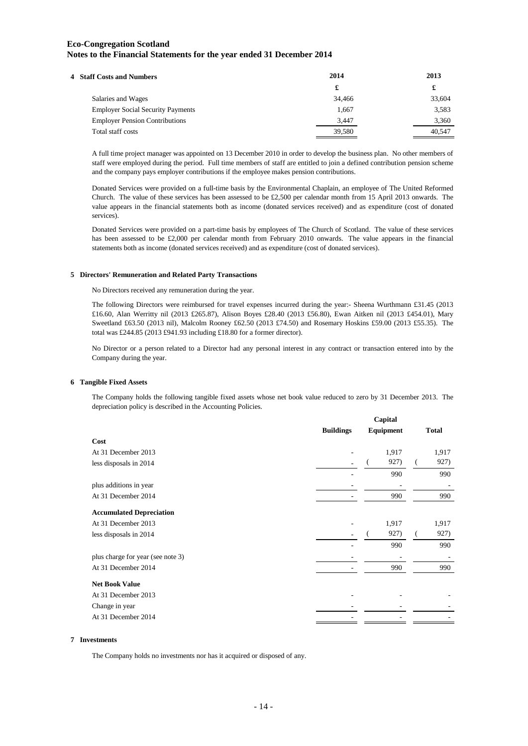**Eco-Congregation Scotland**
**Notes to the Financial Statements for the year ended 31 December 2014**

## 4 Staff Costs and Numbers

| | 2014 | 2013 |
|---|---|---|
| | £ | £ |
| Salaries and Wages | 34,466 | 33,604 |
| Employer Social Security Payments | 1,667 | 3,583 |
| Employer Pension Contributions | 3,447 | 3,360 |
| Total staff costs | 39,580 | 40,547 |

A full time project manager was appointed on 13 December 2010 in order to develop the business plan. No other members of staff were employed during the period. Full time members of staff are entitled to join a defined contribution pension scheme and the company pays employer contributions if the employee makes pension contributions.

Donated Services were provided on a full-time basis by the Environmental Chaplain, an employee of The United Reformed Church. The value of these services has been assessed to be £2,500 per calendar month from 15 April 2013 onwards. The value appears in the financial statements both as income (donated services received) and as expenditure (cost of donated services).

Donated Services were provided on a part-time basis by employees of The Church of Scotland. The value of these services has been assessed to be £2,000 per calendar month from February 2010 onwards. The value appears in the financial statements both as income (donated services received) and as expenditure (cost of donated services).

## 5 Directors' Remuneration and Related Party Transactions

No Directors received any remuneration during the year.

The following Directors were reimbursed for travel expenses incurred during the year:- Sheena Wurthmann £31.45 (2013 £16.60, Alan Werritty nil (2013 £265.87), Alison Boyes £28.40 (2013 £56.80), Ewan Aitken nil (2013 £454.01), Mary Sweetland £63.50 (2013 nil), Malcolm Rooney £62.50 (2013 £74.50) and Rosemary Hoskins £59.00 (2013 £55.35). The total was £244.85 (2013 £941.93 including £18.80 for a former director).

No Director or a person related to a Director had any personal interest in any contract or transaction entered into by the Company during the year.

## 6 Tangible Fixed Assets

The Company holds the following tangible fixed assets whose net book value reduced to zero by 31 December 2013. The depreciation policy is described in the Accounting Policies.

| | Buildings | Capital Equipment | Total |
|---|---|---|---|
| **Cost** | | | |
| At 31 December 2013 | - | 1,917 | 1,917 |
| less disposals in 2014 | - | ( 927) | ( 927) |
| | - | 990 | 990 |
| plus additions in year | - | - | - |
| At 31 December 2014 | - | 990 | 990 |
| **Accumulated Depreciation** | | | |
| At 31 December 2013 | - | 1,917 | 1,917 |
| less disposals in 2014 | - | ( 927) | ( 927) |
| | - | 990 | 990 |
| plus charge for year (see note 3) | - | - | - |
| At 31 December 2014 | - | 990 | 990 |
| **Net Book Value** | | | |
| At 31 December 2013 | - | - | - |
| Change in year | - | - | - |
| At 31 December 2014 | - | - | - |

## 7 Investments

The Company holds no investments nor has it acquired or disposed of any.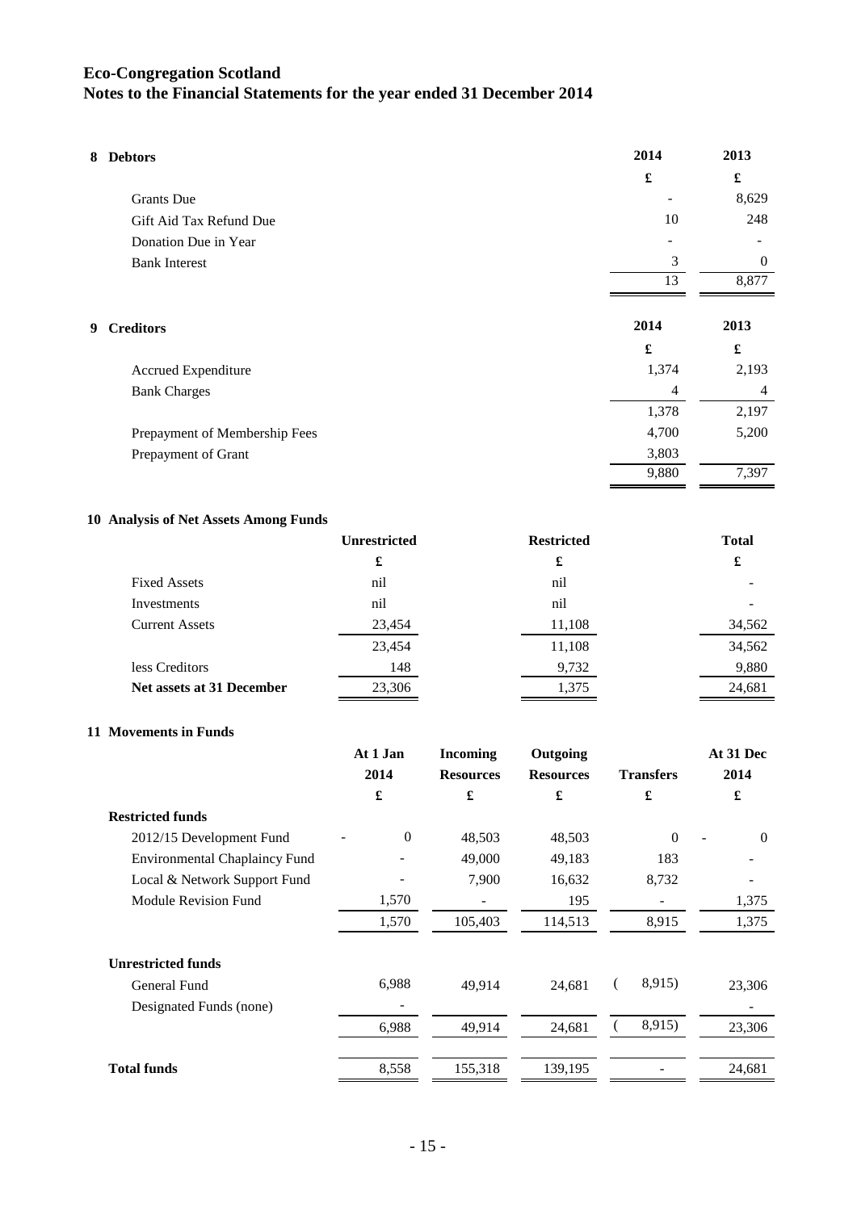# Eco-Congregation Scotland
## Notes to the Financial Statements for the year ended 31 December 2014

### 8 Debtors

| | 2014 | 2013 |
|---|---|---|
| | £ | £ |
| Grants Due | - | 8,629 |
| Gift Aid Tax Refund Due | 10 | 248 |
| Donation Due in Year | - | - |
| Bank Interest | 3 | 0 |
| | 13 | 8,877 |

### 9 Creditors

| | 2014 | 2013 |
|---|---|---|
| | £ | £ |
| Accrued Expenditure | 1,374 | 2,193 |
| Bank Charges | 4 | 4 |
| | 1,378 | 2,197 |
| Prepayment of Membership Fees | 4,700 | 5,200 |
| Prepayment of Grant | 3,803 | |
| | 9,880 | 7,397 |

### 10 Analysis of Net Assets Among Funds

| | Unrestricted | Restricted | Total |
|---|---|---|---|
| | £ | £ | £ |
| Fixed Assets | nil | nil | - |
| Investments | nil | nil | - |
| Current Assets | 23,454 | 11,108 | 34,562 |
| | 23,454 | 11,108 | 34,562 |
| less Creditors | 148 | 9,732 | 9,880 |
| **Net assets at 31 December** | 23,306 | 1,375 | 24,681 |

### 11 Movements in Funds

| | At 1 Jan 2014 | Incoming Resources | Outgoing Resources | Transfers | At 31 Dec 2014 |
|---|---|---|---|---|---|
| | £ | £ | £ | £ | £ |
| **Restricted funds** | | | | | |
| 2012/15 Development Fund | - 0 | 48,503 | 48,503 | 0 | - 0 |
| Environmental Chaplaincy Fund | - | 49,000 | 49,183 | 183 | - |
| Local & Network Support Fund | - | 7,900 | 16,632 | 8,732 | - |
| Module Revision Fund | 1,570 | - | 195 | - | 1,375 |
| | 1,570 | 105,403 | 114,513 | 8,915 | 1,375 |
| **Unrestricted funds** | | | | | |
| General Fund | 6,988 | 49,914 | 24,681 | ( 8,915) | 23,306 |
| Designated Funds (none) | - | | | | - |
| | 6,988 | 49,914 | 24,681 | ( 8,915) | 23,306 |
| **Total funds** | 8,558 | 155,318 | 139,195 | - | 24,681 |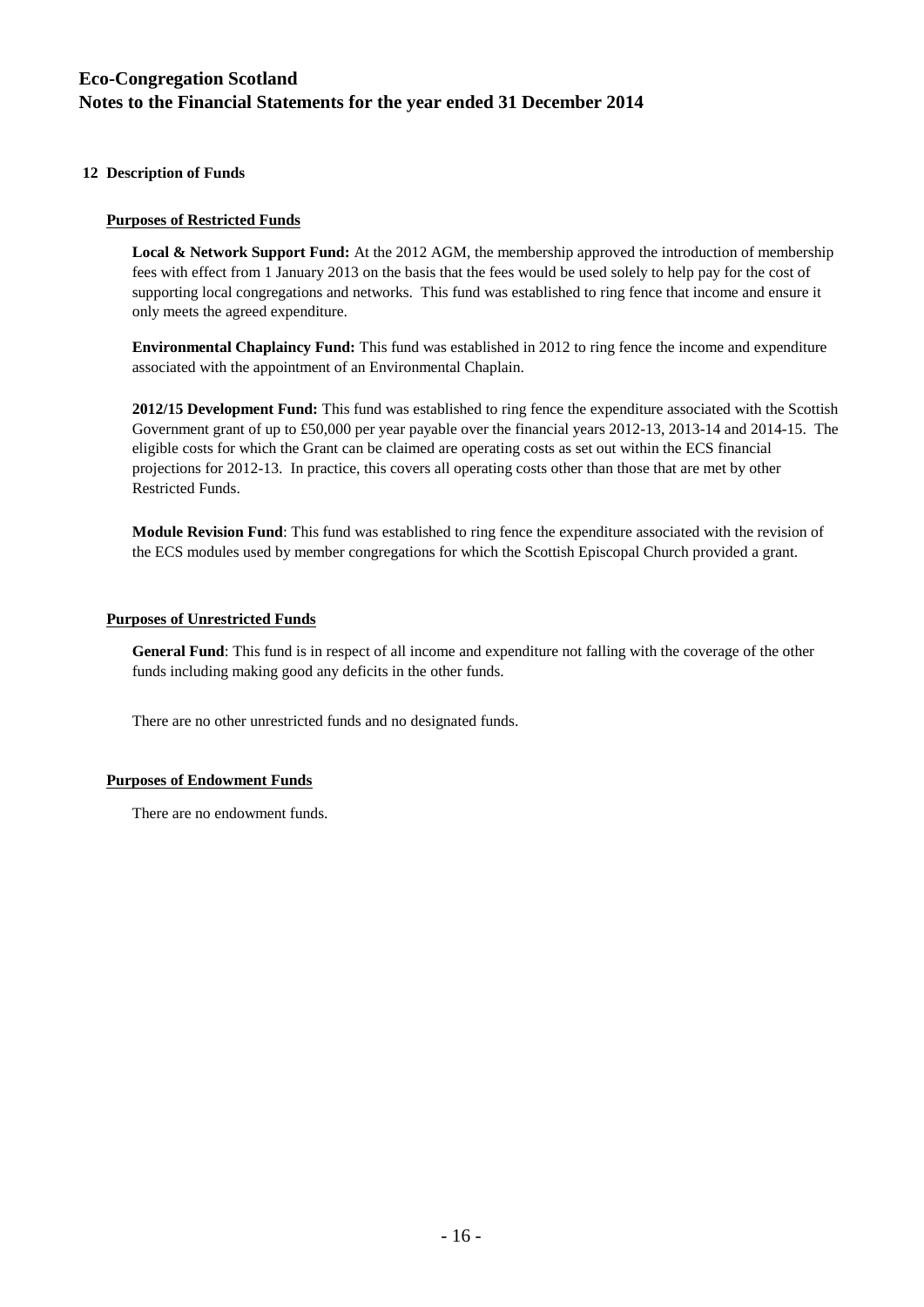# Eco-Congregation Scotland
## Notes to the Financial Statements for the year ended 31 December 2014

### 12 Description of Funds

**Purposes of Restricted Funds**

**Local & Network Support Fund:** At the 2012 AGM, the membership approved the introduction of membership fees with effect from 1 January 2013 on the basis that the fees would be used solely to help pay for the cost of supporting local congregations and networks. This fund was established to ring fence that income and ensure it only meets the agreed expenditure.

**Environmental Chaplaincy Fund:** This fund was established in 2012 to ring fence the income and expenditure associated with the appointment of an Environmental Chaplain.

**2012/15 Development Fund:** This fund was established to ring fence the expenditure associated with the Scottish Government grant of up to £50,000 per year payable over the financial years 2012-13, 2013-14 and 2014-15. The eligible costs for which the Grant can be claimed are operating costs as set out within the ECS financial projections for 2012-13. In practice, this covers all operating costs other than those that are met by other Restricted Funds.

**Module Revision Fund**: This fund was established to ring fence the expenditure associated with the revision of the ECS modules used by member congregations for which the Scottish Episcopal Church provided a grant.

**Purposes of Unrestricted Funds**

**General Fund**: This fund is in respect of all income and expenditure not falling with the coverage of the other funds including making good any deficits in the other funds.

There are no other unrestricted funds and no designated funds.

**Purposes of Endowment Funds**

There are no endowment funds.